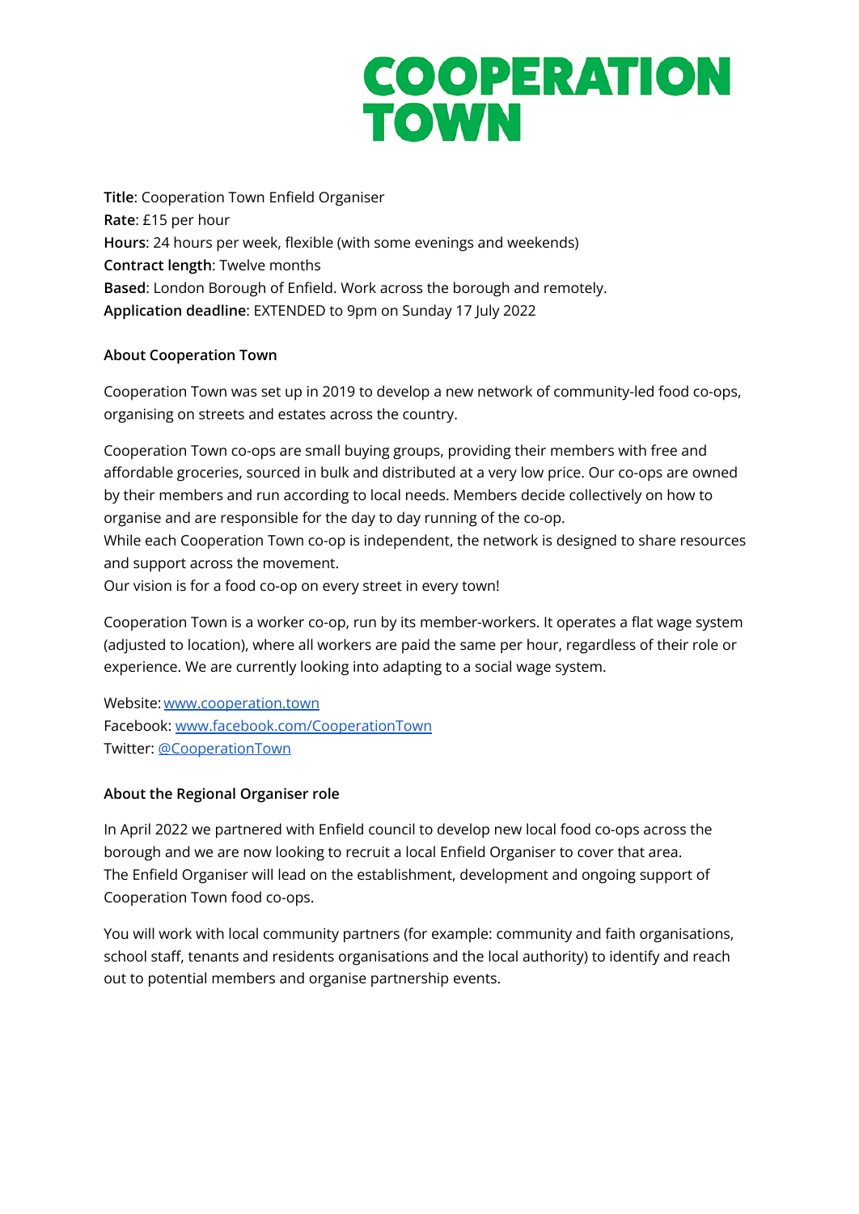# COOPERATION TOWN

**Title**: Cooperation Town Enfield Organiser
**Rate**: £15 per hour
**Hours**: 24 hours per week, flexible (with some evenings and weekends)
**Contract length**: Twelve months
**Based**: London Borough of Enfield. Work across the borough and remotely.
**Application deadline**: EXTENDED to 9pm on Sunday 17 July 2022

## About Cooperation Town

Cooperation Town was set up in 2019 to develop a new network of community-led food co-ops, organising on streets and estates across the country.

Cooperation Town co-ops are small buying groups, providing their members with free and affordable groceries, sourced in bulk and distributed at a very low price. Our co-ops are owned by their members and run according to local needs. Members decide collectively on how to organise and are responsible for the day to day running of the co-op.
While each Cooperation Town co-op is independent, the network is designed to share resources and support across the movement.
Our vision is for a food co-op on every street in every town!

Cooperation Town is a worker co-op, run by its member-workers. It operates a flat wage system (adjusted to location), where all workers are paid the same per hour, regardless of their role or experience. We are currently looking into adapting to a social wage system.

Website: [www.cooperation.town](www.cooperation.town)
Facebook: [www.facebook.com/CooperationTown](www.facebook.com/CooperationTown)
Twitter: [@CooperationTown](@CooperationTown)

## About the Regional Organiser role

In April 2022 we partnered with Enfield council to develop new local food co-ops across the borough and we are now looking to recruit a local Enfield Organiser to cover that area.
The Enfield Organiser will lead on the establishment, development and ongoing support of Cooperation Town food co-ops.

You will work with local community partners (for example: community and faith organisations, school staff, tenants and residents organisations and the local authority) to identify and reach out to potential members and organise partnership events.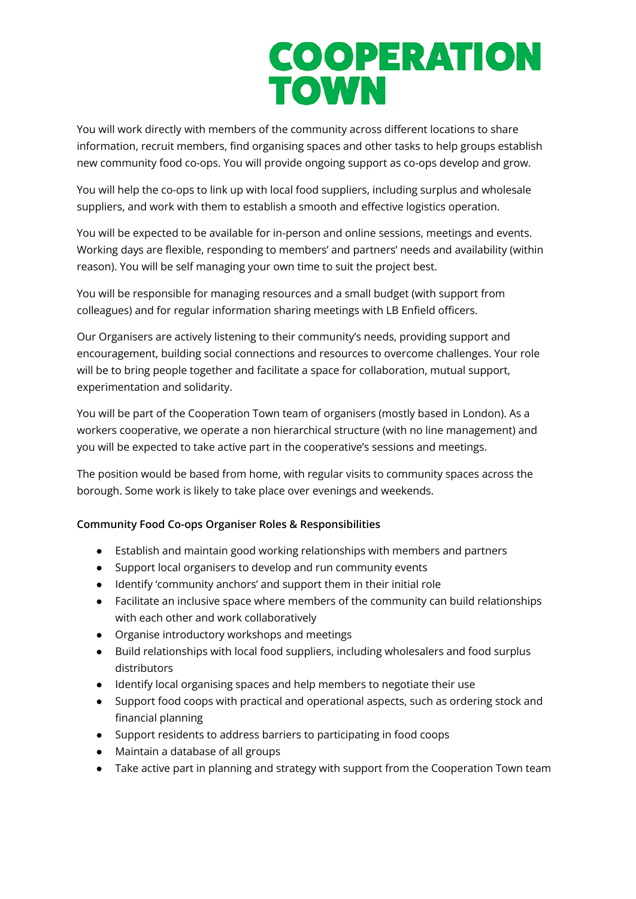COOPERATION TOWN

You will work directly with members of the community across different locations to share information, recruit members, find organising spaces and other tasks to help groups establish new community food co-ops. You will provide ongoing support as co-ops develop and grow.

You will help the co-ops to link up with local food suppliers, including surplus and wholesale suppliers, and work with them to establish a smooth and effective logistics operation.

You will be expected to be available for in-person and online sessions, meetings and events. Working days are flexible, responding to members' and partners' needs and availability (within reason). You will be self managing your own time to suit the project best.

You will be responsible for managing resources and a small budget (with support from colleagues) and for regular information sharing meetings with LB Enfield officers.

Our Organisers are actively listening to their community's needs, providing support and encouragement, building social connections and resources to overcome challenges. Your role will be to bring people together and facilitate a space for collaboration, mutual support, experimentation and solidarity.

You will be part of the Cooperation Town team of organisers (mostly based in London). As a workers cooperative, we operate a non hierarchical structure (with no line management) and you will be expected to take active part in the cooperative's sessions and meetings.

The position would be based from home, with regular visits to community spaces across the borough. Some work is likely to take place over evenings and weekends.

**Community Food Co-ops Organiser Roles & Responsibilities**

- Establish and maintain good working relationships with members and partners
- Support local organisers to develop and run community events
- Identify 'community anchors' and support them in their initial role
- Facilitate an inclusive space where members of the community can build relationships with each other and work collaboratively
- Organise introductory workshops and meetings
- Build relationships with local food suppliers, including wholesalers and food surplus distributors
- Identify local organising spaces and help members to negotiate their use
- Support food coops with practical and operational aspects, such as ordering stock and financial planning
- Support residents to address barriers to participating in food coops
- Maintain a database of all groups
- Take active part in planning and strategy with support from the Cooperation Town team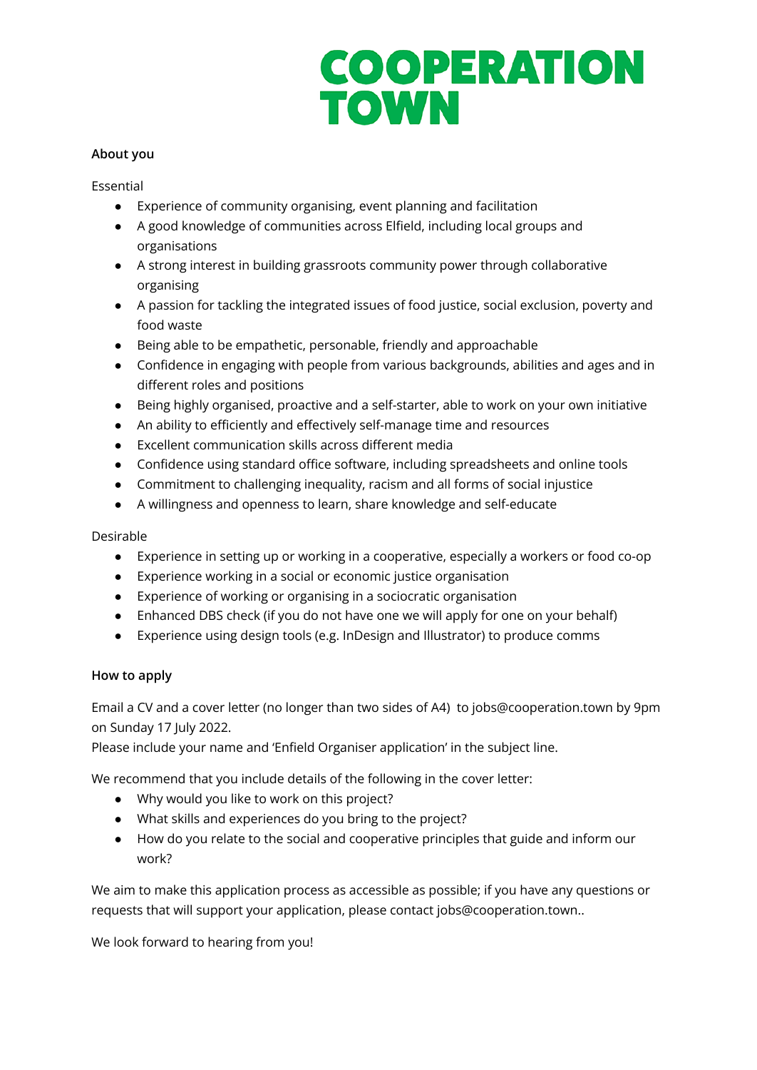# COOPERATION TOWN

## About you

Essential

- Experience of community organising, event planning and facilitation
- A good knowledge of communities across Elfield, including local groups and organisations
- A strong interest in building grassroots community power through collaborative organising
- A passion for tackling the integrated issues of food justice, social exclusion, poverty and food waste
- Being able to be empathetic, personable, friendly and approachable
- Confidence in engaging with people from various backgrounds, abilities and ages and in different roles and positions
- Being highly organised, proactive and a self-starter, able to work on your own initiative
- An ability to efficiently and effectively self-manage time and resources
- Excellent communication skills across different media
- Confidence using standard office software, including spreadsheets and online tools
- Commitment to challenging inequality, racism and all forms of social injustice
- A willingness and openness to learn, share knowledge and self-educate

Desirable

- Experience in setting up or working in a cooperative, especially a workers or food co-op
- Experience working in a social or economic justice organisation
- Experience of working or organising in a sociocratic organisation
- Enhanced DBS check (if you do not have one we will apply for one on your behalf)
- Experience using design tools (e.g. InDesign and Illustrator) to produce comms

## How to apply

Email a CV and a cover letter (no longer than two sides of A4) to jobs@cooperation.town by 9pm on Sunday 17 July 2022.
Please include your name and 'Enfield Organiser application' in the subject line.

We recommend that you include details of the following in the cover letter:

- Why would you like to work on this project?
- What skills and experiences do you bring to the project?
- How do you relate to the social and cooperative principles that guide and inform our work?

We aim to make this application process as accessible as possible; if you have any questions or requests that will support your application, please contact jobs@cooperation.town..

We look forward to hearing from you!